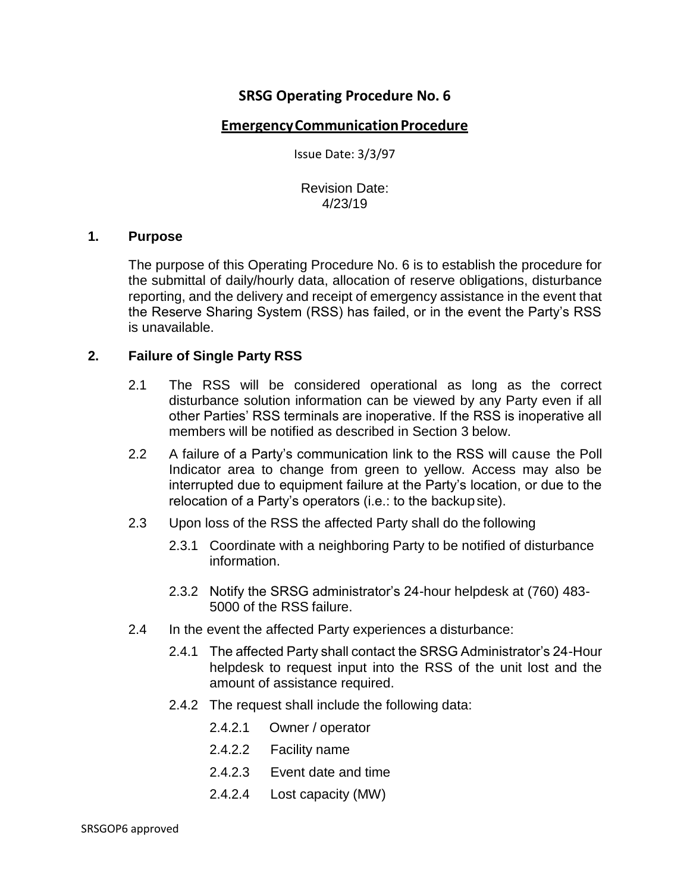# SRSG Operating Procedure No. 6

## Emergency Communication Procedure

Issue Date: 3/3/97

Revision Date:
4/23/19

### 1. Purpose

The purpose of this Operating Procedure No. 6 is to establish the procedure for the submittal of daily/hourly data, allocation of reserve obligations, disturbance reporting, and the delivery and receipt of emergency assistance in the event that the Reserve Sharing System (RSS) has failed, or in the event the Party's RSS is unavailable.

### 2. Failure of Single Party RSS

2.1 The RSS will be considered operational as long as the correct disturbance solution information can be viewed by any Party even if all other Parties' RSS terminals are inoperative. If the RSS is inoperative all members will be notified as described in Section 3 below.

2.2 A failure of a Party's communication link to the RSS will cause the Poll Indicator area to change from green to yellow. Access may also be interrupted due to equipment failure at the Party's location, or due to the relocation of a Party's operators (i.e.: to the backup site).

2.3 Upon loss of the RSS the affected Party shall do the following

- 2.3.1 Coordinate with a neighboring Party to be notified of disturbance information.
- 2.3.2 Notify the SRSG administrator's 24-hour helpdesk at (760) 483-5000 of the RSS failure.

2.4 In the event the affected Party experiences a disturbance:

- 2.4.1 The affected Party shall contact the SRSG Administrator's 24-Hour helpdesk to request input into the RSS of the unit lost and the amount of assistance required.
- 2.4.2 The request shall include the following data:
  - 2.4.2.1 Owner / operator
  - 2.4.2.2 Facility name
  - 2.4.2.3 Event date and time
  - 2.4.2.4 Lost capacity (MW)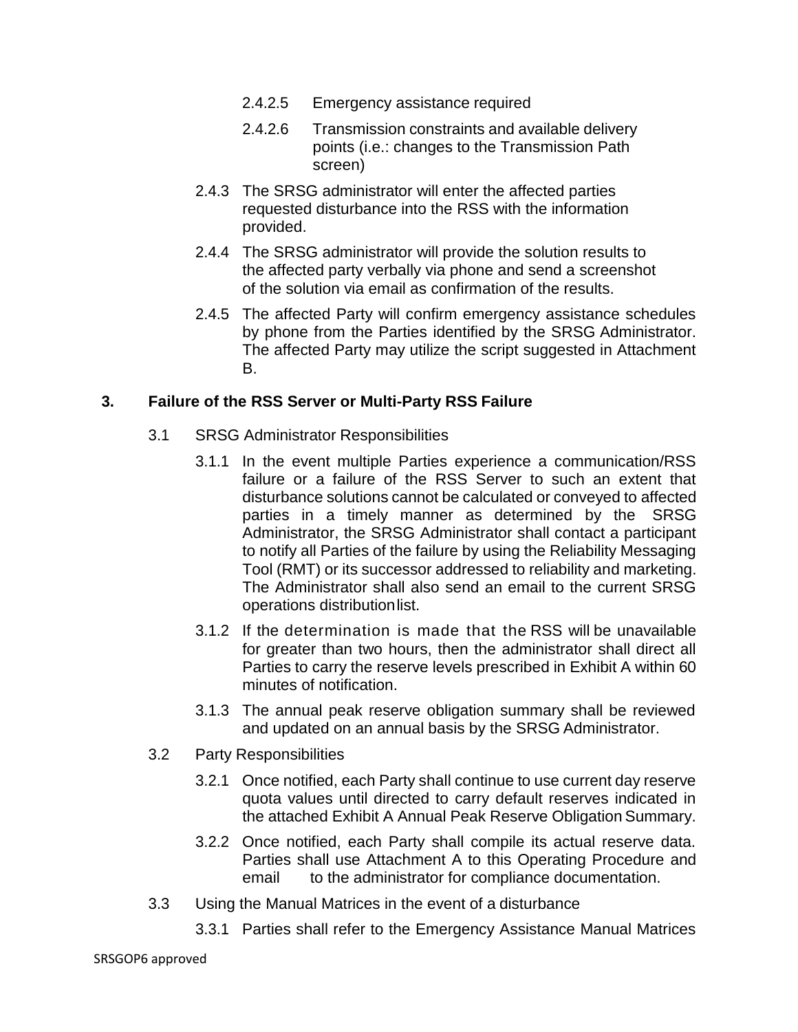2.4.2.5 Emergency assistance required

2.4.2.6 Transmission constraints and available delivery points (i.e.: changes to the Transmission Path screen)

2.4.3 The SRSG administrator will enter the affected parties requested disturbance into the RSS with the information provided.

2.4.4 The SRSG administrator will provide the solution results to the affected party verbally via phone and send a screenshot of the solution via email as confirmation of the results.

2.4.5 The affected Party will confirm emergency assistance schedules by phone from the Parties identified by the SRSG Administrator. The affected Party may utilize the script suggested in Attachment B.

## 3. Failure of the RSS Server or Multi-Party RSS Failure

3.1 SRSG Administrator Responsibilities

3.1.1 In the event multiple Parties experience a communication/RSS failure or a failure of the RSS Server to such an extent that disturbance solutions cannot be calculated or conveyed to affected parties in a timely manner as determined by the SRSG Administrator, the SRSG Administrator shall contact a participant to notify all Parties of the failure by using the Reliability Messaging Tool (RMT) or its successor addressed to reliability and marketing. The Administrator shall also send an email to the current SRSG operations distribution list.

3.1.2 If the determination is made that the RSS will be unavailable for greater than two hours, then the administrator shall direct all Parties to carry the reserve levels prescribed in Exhibit A within 60 minutes of notification.

3.1.3 The annual peak reserve obligation summary shall be reviewed and updated on an annual basis by the SRSG Administrator.

3.2 Party Responsibilities

3.2.1 Once notified, each Party shall continue to use current day reserve quota values until directed to carry default reserves indicated in the attached Exhibit A Annual Peak Reserve Obligation Summary.

3.2.2 Once notified, each Party shall compile its actual reserve data. Parties shall use Attachment A to this Operating Procedure and email to the administrator for compliance documentation.

3.3 Using the Manual Matrices in the event of a disturbance

3.3.1 Parties shall refer to the Emergency Assistance Manual Matrices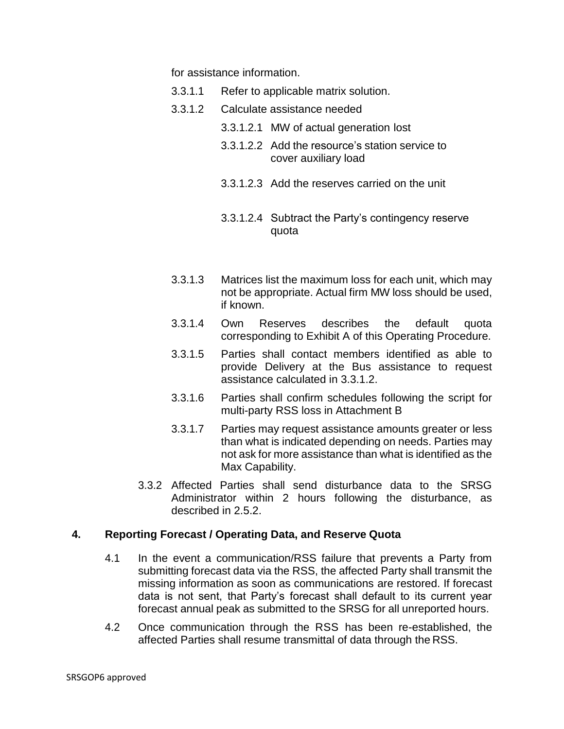for assistance information.

3.3.1.1 Refer to applicable matrix solution.

3.3.1.2 Calculate assistance needed

3.3.1.2.1 MW of actual generation lost

3.3.1.2.2 Add the resource's station service to cover auxiliary load

3.3.1.2.3 Add the reserves carried on the unit

3.3.1.2.4 Subtract the Party's contingency reserve quota

3.3.1.3 Matrices list the maximum loss for each unit, which may not be appropriate. Actual firm MW loss should be used, if known.

3.3.1.4 Own Reserves describes the default quota corresponding to Exhibit A of this Operating Procedure.

3.3.1.5 Parties shall contact members identified as able to provide Delivery at the Bus assistance to request assistance calculated in 3.3.1.2.

3.3.1.6 Parties shall confirm schedules following the script for multi-party RSS loss in Attachment B

3.3.1.7 Parties may request assistance amounts greater or less than what is indicated depending on needs. Parties may not ask for more assistance than what is identified as the Max Capability.

3.3.2 Affected Parties shall send disturbance data to the SRSG Administrator within 2 hours following the disturbance, as described in 2.5.2.

## 4. Reporting Forecast / Operating Data, and Reserve Quota

4.1 In the event a communication/RSS failure that prevents a Party from submitting forecast data via the RSS, the affected Party shall transmit the missing information as soon as communications are restored. If forecast data is not sent, that Party's forecast shall default to its current year forecast annual peak as submitted to the SRSG for all unreported hours.

4.2 Once communication through the RSS has been re-established, the affected Parties shall resume transmittal of data through the RSS.